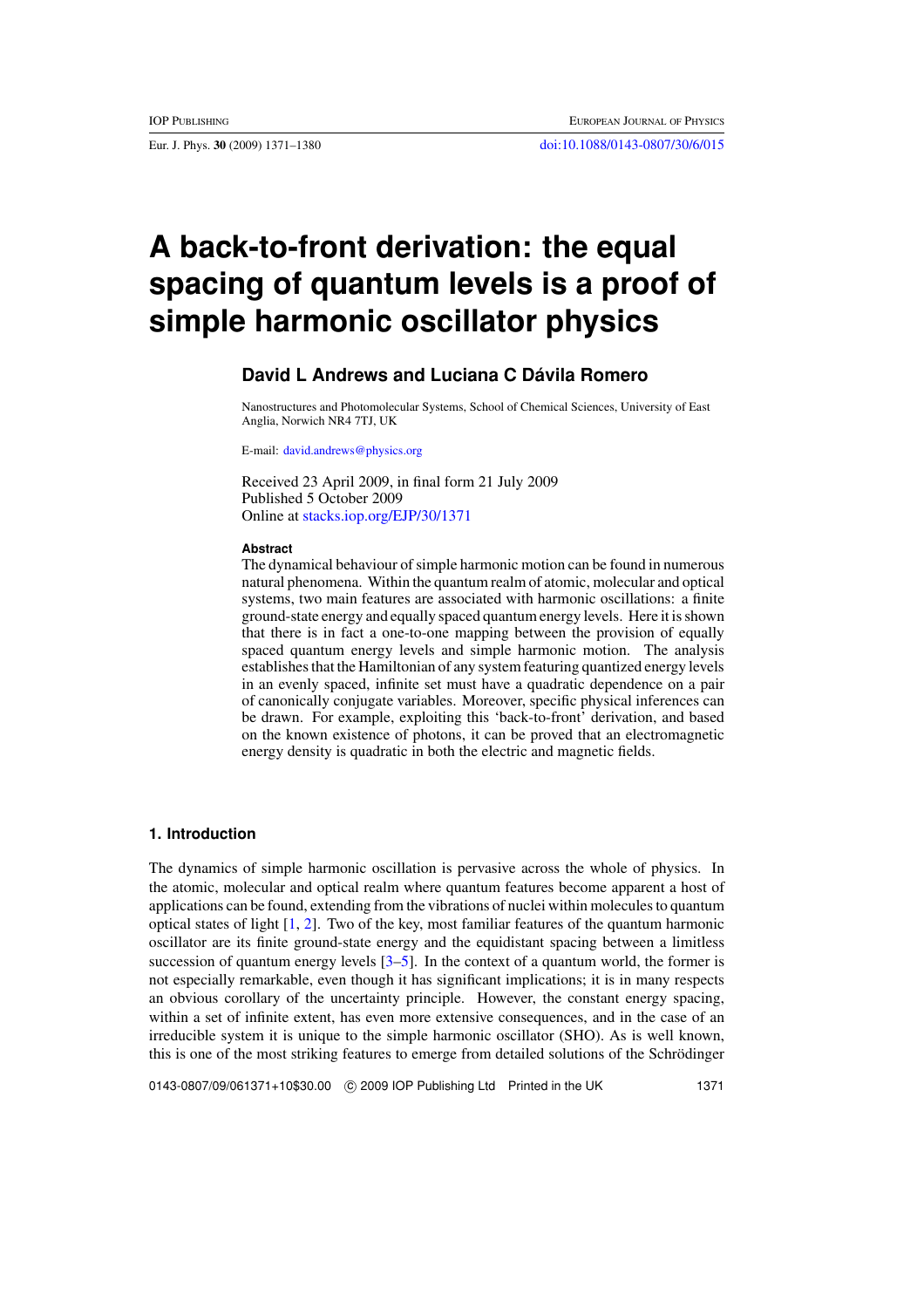# A back-to-front derivation: the equal spacing of quantum levels is a proof of simple harmonic oscillator physics

**David L Andrews and Luciana C Dávila Romero**

Nanostructures and Photomolecular Systems, School of Chemical Sciences, University of East Anglia, Norwich NR4 7TJ, UK

E-mail: david.andrews@physics.org

Received 23 April 2009, in final form 21 July 2009
Published 5 October 2009
Online at stacks.iop.org/EJP/30/1371

#### Abstract

The dynamical behaviour of simple harmonic motion can be found in numerous natural phenomena. Within the quantum realm of atomic, molecular and optical systems, two main features are associated with harmonic oscillations: a finite ground-state energy and equally spaced quantum energy levels. Here it is shown that there is in fact a one-to-one mapping between the provision of equally spaced quantum energy levels and simple harmonic motion. The analysis establishes that the Hamiltonian of any system featuring quantized energy levels in an evenly spaced, infinite set must have a quadratic dependence on a pair of canonically conjugate variables. Moreover, specific physical inferences can be drawn. For example, exploiting this 'back-to-front' derivation, and based on the known existence of photons, it can be proved that an electromagnetic energy density is quadratic in both the electric and magnetic fields.

## 1. Introduction

The dynamics of simple harmonic oscillation is pervasive across the whole of physics. In the atomic, molecular and optical realm where quantum features become apparent a host of applications can be found, extending from the vibrations of nuclei within molecules to quantum optical states of light [1, 2]. Two of the key, most familiar features of the quantum harmonic oscillator are its finite ground-state energy and the equidistant spacing between a limitless succession of quantum energy levels [3–5]. In the context of a quantum world, the former is not especially remarkable, even though it has significant implications; it is in many respects an obvious corollary of the uncertainty principle. However, the constant energy spacing, within a set of infinite extent, has even more extensive consequences, and in the case of an irreducible system it is unique to the simple harmonic oscillator (SHO). As is well known, this is one of the most striking features to emerge from detailed solutions of the Schrödinger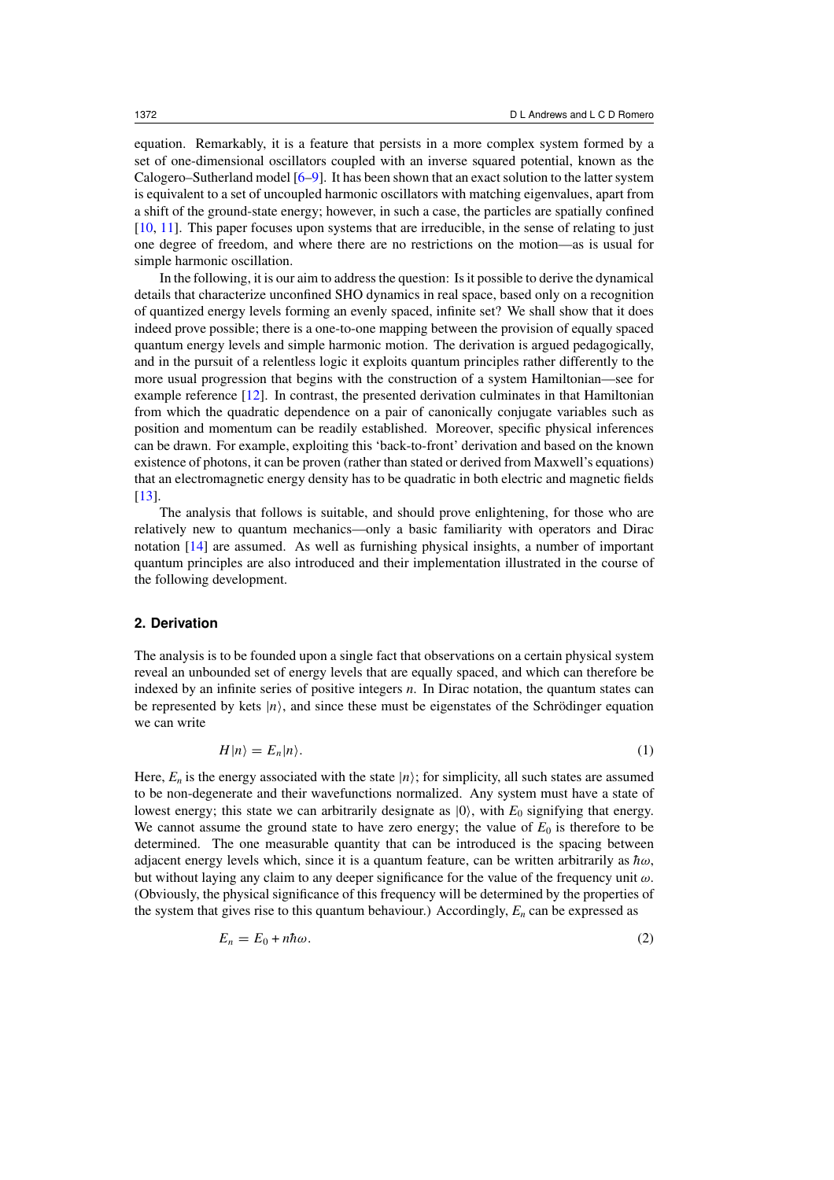equation. Remarkably, it is a feature that persists in a more complex system formed by a set of one-dimensional oscillators coupled with an inverse squared potential, known as the Calogero–Sutherland model [6–9]. It has been shown that an exact solution to the latter system is equivalent to a set of uncoupled harmonic oscillators with matching eigenvalues, apart from a shift of the ground-state energy; however, in such a case, the particles are spatially confined [10, 11]. This paper focuses upon systems that are irreducible, in the sense of relating to just one degree of freedom, and where there are no restrictions on the motion—as is usual for simple harmonic oscillation.

In the following, it is our aim to address the question: Is it possible to derive the dynamical details that characterize unconfined SHO dynamics in real space, based only on a recognition of quantized energy levels forming an evenly spaced, infinite set? We shall show that it does indeed prove possible; there is a one-to-one mapping between the provision of equally spaced quantum energy levels and simple harmonic motion. The derivation is argued pedagogically, and in the pursuit of a relentless logic it exploits quantum principles rather differently to the more usual progression that begins with the construction of a system Hamiltonian—see for example reference [12]. In contrast, the presented derivation culminates in that Hamiltonian from which the quadratic dependence on a pair of canonically conjugate variables such as position and momentum can be readily established. Moreover, specific physical inferences can be drawn. For example, exploiting this 'back-to-front' derivation and based on the known existence of photons, it can be proven (rather than stated or derived from Maxwell's equations) that an electromagnetic energy density has to be quadratic in both electric and magnetic fields [13].

The analysis that follows is suitable, and should prove enlightening, for those who are relatively new to quantum mechanics—only a basic familiarity with operators and Dirac notation [14] are assumed. As well as furnishing physical insights, a number of important quantum principles are also introduced and their implementation illustrated in the course of the following development.

## 2. Derivation

The analysis is to be founded upon a single fact that observations on a certain physical system reveal an unbounded set of energy levels that are equally spaced, and which can therefore be indexed by an infinite series of positive integers $n$. In Dirac notation, the quantum states can be represented by kets $|n\rangle$, and since these must be eigenstates of the Schrödinger equation we can write

$$H|n\rangle = E_n|n\rangle. \tag{1}$$

Here, $E_n$ is the energy associated with the state $|n\rangle$; for simplicity, all such states are assumed to be non-degenerate and their wavefunctions normalized. Any system must have a state of lowest energy; this state we can arbitrarily designate as $|0\rangle$, with $E_0$ signifying that energy. We cannot assume the ground state to have zero energy; the value of $E_0$ is therefore to be determined. The one measurable quantity that can be introduced is the spacing between adjacent energy levels which, since it is a quantum feature, can be written arbitrarily as $\hbar\omega$, but without laying any claim to any deeper significance for the value of the frequency unit $\omega$. (Obviously, the physical significance of this frequency will be determined by the properties of the system that gives rise to this quantum behaviour.) Accordingly, $E_n$ can be expressed as

$$E_n = E_0 + n\hbar\omega. \tag{2}$$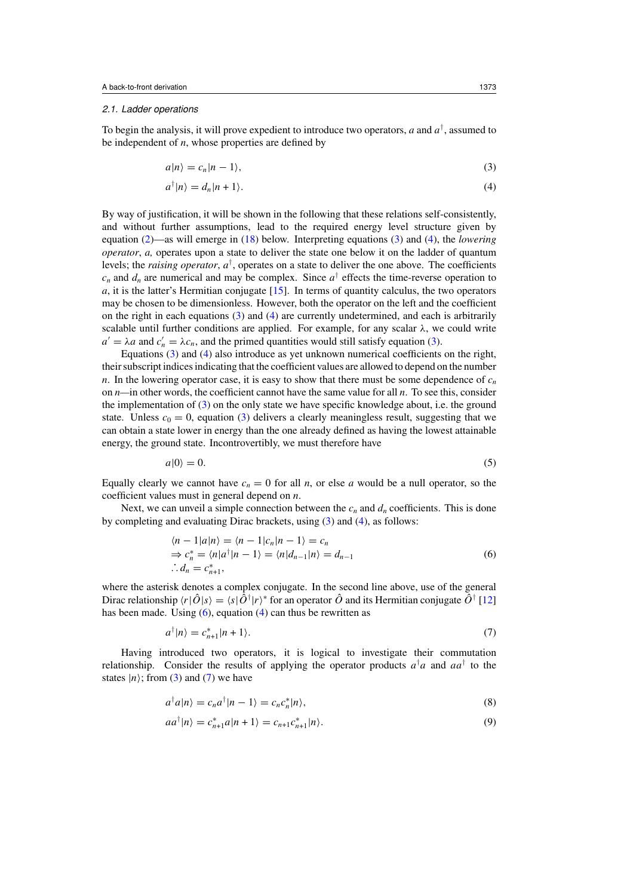### 2.1. Ladder operations

To begin the analysis, it will prove expedient to introduce two operators, $a$ and $a^\dagger$, assumed to be independent of $n$, whose properties are defined by

$$a|n\rangle = c_n|n-1\rangle, \tag{3}$$

$$a^\dagger|n\rangle = d_n|n+1\rangle. \tag{4}$$

By way of justification, it will be shown in the following that these relations self-consistently, and without further assumptions, lead to the required energy level structure given by equation (2)—as will emerge in (18) below. Interpreting equations (3) and (4), the *lowering operator*, $a$, operates upon a state to deliver the state one below it on the ladder of quantum levels; the *raising operator*, $a^\dagger$, operates on a state to deliver the one above. The coefficients $c_n$ and $d_n$ are numerical and may be complex. Since $a^\dagger$ effects the time-reverse operation to $a$, it is the latter's Hermitian conjugate [15]. In terms of quantity calculus, the two operators may be chosen to be dimensionless. However, both the operator on the left and the coefficient on the right in each equations (3) and (4) are currently undetermined, and each is arbitrarily scalable until further conditions are applied. For example, for any scalar $\lambda$, we could write $a' = \lambda a$ and $c'_n = \lambda c_n$, and the primed quantities would still satisfy equation (3).

Equations (3) and (4) also introduce as yet unknown numerical coefficients on the right, their subscript indices indicating that the coefficient values are allowed to depend on the number $n$. In the lowering operator case, it is easy to show that there must be some dependence of $c_n$ on $n$—in other words, the coefficient cannot have the same value for all $n$. To see this, consider the implementation of (3) on the only state we have specific knowledge about, i.e. the ground state. Unless $c_0 = 0$, equation (3) delivers a clearly meaningless result, suggesting that we can obtain a state lower in energy than the one already defined as having the lowest attainable energy, the ground state. Incontrovertibly, we must therefore have

$$a|0\rangle = 0. \tag{5}$$

Equally clearly we cannot have $c_n = 0$ for all $n$, or else $a$ would be a null operator, so the coefficient values must in general depend on $n$.

Next, we can unveil a simple connection between the $c_n$ and $d_n$ coefficients. This is done by completing and evaluating Dirac brackets, using (3) and (4), as follows:

$$\begin{aligned}
&\langle n-1|a|n\rangle = \langle n-1|c_n|n-1\rangle = c_n \\
&\Rightarrow c_n^* = \langle n|a^\dagger|n-1\rangle = \langle n|d_{n-1}|n\rangle = d_{n-1} \\
&\therefore d_n = c_{n+1}^*,
\end{aligned} \tag{6}$$

where the asterisk denotes a complex conjugate. In the second line above, use of the general Dirac relationship $\langle r|\hat{O}|s\rangle = \langle s|\hat{O}^\dagger|r\rangle^*$ for an operator $\hat{O}$ and its Hermitian conjugate $\hat{O}^\dagger$ [12] has been made. Using (6), equation (4) can thus be rewritten as

$$a^\dagger|n\rangle = c_{n+1}^*|n+1\rangle. \tag{7}$$

Having introduced two operators, it is logical to investigate their commutation relationship. Consider the results of applying the operator products $a^\dagger a$ and $aa^\dagger$ to the states $|n\rangle$; from (3) and (7) we have

$$a^\dagger a|n\rangle = c_n a^\dagger|n-1\rangle = c_n c_n^*|n\rangle, \tag{8}$$

$$aa^\dagger|n\rangle = c_{n+1}^* a|n+1\rangle = c_{n+1}c_{n+1}^*|n\rangle. \tag{9}$$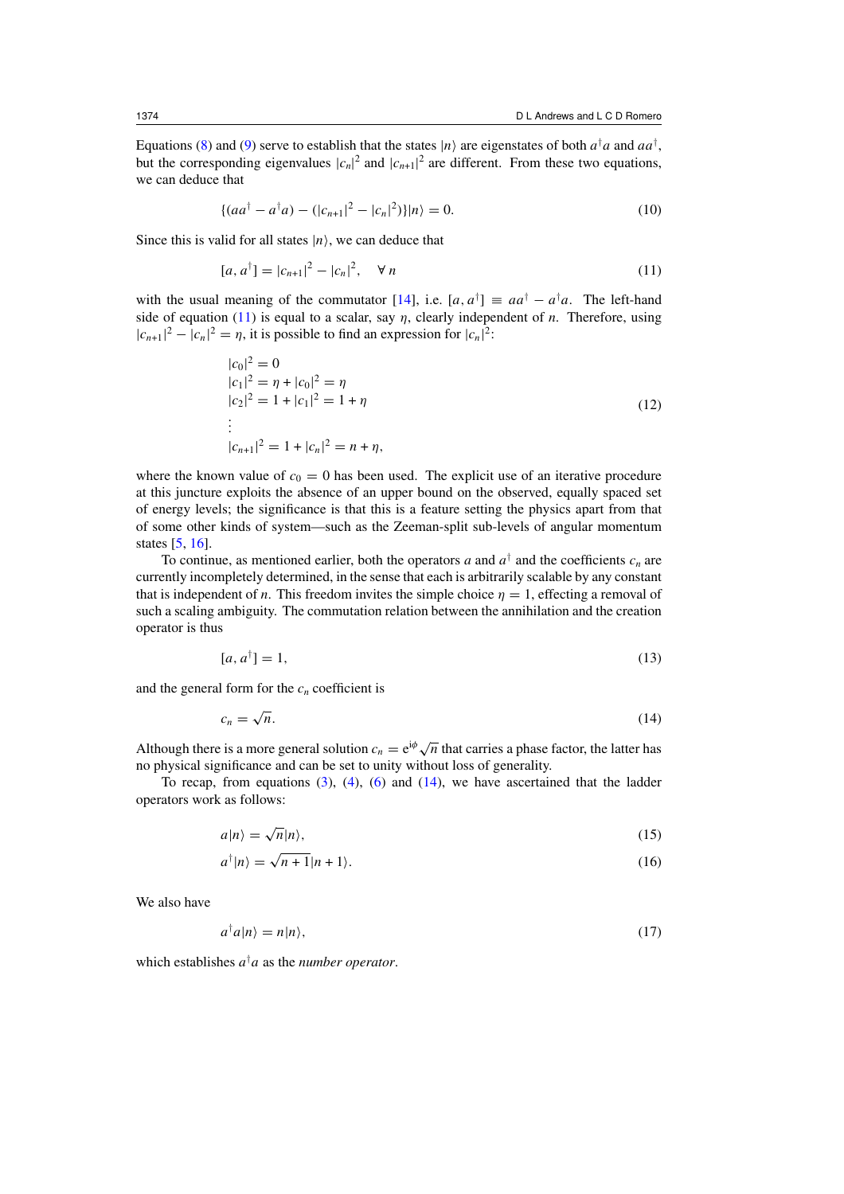Equations (8) and (9) serve to establish that the states $|n\rangle$ are eigenstates of both $a^{\dagger}a$ and $aa^{\dagger}$, but the corresponding eigenvalues $|c_n|^2$ and $|c_{n+1}|^2$ are different. From these two equations, we can deduce that

$$\{(aa^{\dagger} - a^{\dagger}a) - (|c_{n+1}|^2 - |c_n|^2)\}|n\rangle = 0. \tag{10}$$

Since this is valid for all states $|n\rangle$, we can deduce that

$$[a, a^{\dagger}] = |c_{n+1}|^2 - |c_n|^2, \quad \forall\, n \tag{11}$$

with the usual meaning of the commutator [14], i.e. $[a, a^{\dagger}] \equiv aa^{\dagger} - a^{\dagger}a$. The left-hand side of equation (11) is equal to a scalar, say $\eta$, clearly independent of $n$. Therefore, using $|c_{n+1}|^2 - |c_n|^2 = \eta$, it is possible to find an expression for $|c_n|^2$:

$$\begin{aligned}
&|c_0|^2 = 0 \\
&|c_1|^2 = \eta + |c_0|^2 = \eta \\
&|c_2|^2 = 1 + |c_1|^2 = 1 + \eta \\
&\vdots \\
&|c_{n+1}|^2 = 1 + |c_n|^2 = n + \eta,
\end{aligned} \tag{12}$$

where the known value of $c_0 = 0$ has been used. The explicit use of an iterative procedure at this juncture exploits the absence of an upper bound on the observed, equally spaced set of energy levels; the significance is that this is a feature setting the physics apart from that of some other kinds of system—such as the Zeeman-split sub-levels of angular momentum states [5, 16].

To continue, as mentioned earlier, both the operators $a$ and $a^{\dagger}$ and the coefficients $c_n$ are currently incompletely determined, in the sense that each is arbitrarily scalable by any constant that is independent of $n$. This freedom invites the simple choice $\eta = 1$, effecting a removal of such a scaling ambiguity. The commutation relation between the annihilation and the creation operator is thus

$$[a, a^{\dagger}] = 1, \tag{13}$$

and the general form for the $c_n$ coefficient is

$$c_n = \sqrt{n}. \tag{14}$$

Although there is a more general solution $c_n = e^{i\phi}\sqrt{n}$ that carries a phase factor, the latter has no physical significance and can be set to unity without loss of generality.

To recap, from equations (3), (4), (6) and (14), we have ascertained that the ladder operators work as follows:

$$a|n\rangle = \sqrt{n}|n\rangle, \tag{15}$$

$$a^{\dagger}|n\rangle = \sqrt{n+1}|n+1\rangle. \tag{16}$$

We also have

$$a^{\dagger}a|n\rangle = n|n\rangle, \tag{17}$$

which establishes $a^{\dagger}a$ as the *number operator*.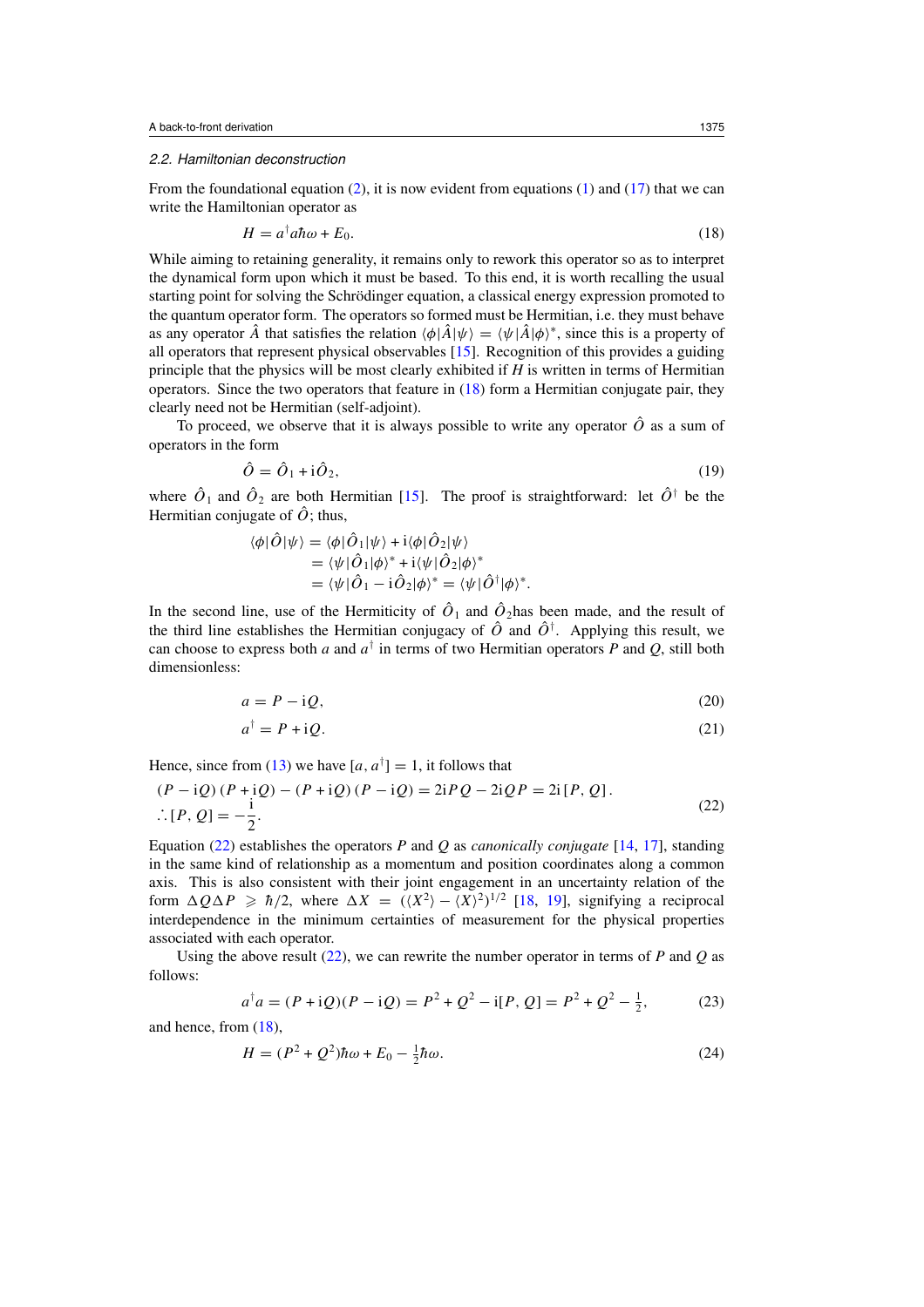### 2.2. Hamiltonian deconstruction

From the foundational equation (2), it is now evident from equations (1) and (17) that we can write the Hamiltonian operator as

$$H = a^{\dagger}a\hbar\omega + E_0. \tag{18}$$

While aiming to retaining generality, it remains only to rework this operator so as to interpret the dynamical form upon which it must be based. To this end, it is worth recalling the usual starting point for solving the Schrödinger equation, a classical energy expression promoted to the quantum operator form. The operators so formed must be Hermitian, i.e. they must behave as any operator $\hat{A}$ that satisfies the relation $\langle\phi|\hat{A}|\psi\rangle = \langle\psi|\hat{A}|\phi\rangle^*$, since this is a property of all operators that represent physical observables [15]. Recognition of this provides a guiding principle that the physics will be most clearly exhibited if $H$ is written in terms of Hermitian operators. Since the two operators that feature in (18) form a Hermitian conjugate pair, they clearly need not be Hermitian (self-adjoint).

To proceed, we observe that it is always possible to write any operator $\hat{O}$ as a sum of operators in the form

$$\hat{O} = \hat{O}_1 + \mathrm{i}\hat{O}_2, \tag{19}$$

where $\hat{O}_1$ and $\hat{O}_2$ are both Hermitian [15]. The proof is straightforward: let $\hat{O}^{\dagger}$ be the Hermitian conjugate of $\hat{O}$; thus,

$$\begin{aligned}
\langle\phi|\hat{O}|\psi\rangle &= \langle\phi|\hat{O}_1|\psi\rangle + \mathrm{i}\langle\phi|\hat{O}_2|\psi\rangle \\
&= \langle\psi|\hat{O}_1|\phi\rangle^* + \mathrm{i}\langle\psi|\hat{O}_2|\phi\rangle^* \\
&= \langle\psi|\hat{O}_1 - \mathrm{i}\hat{O}_2|\phi\rangle^* = \langle\psi|\hat{O}^{\dagger}|\phi\rangle^*.
\end{aligned}$$

In the second line, use of the Hermiticity of $\hat{O}_1$ and $\hat{O}_2$has been made, and the result of the third line establishes the Hermitian conjugacy of $\hat{O}$ and $\hat{O}^{\dagger}$. Applying this result, we can choose to express both $a$ and $a^{\dagger}$ in terms of two Hermitian operators $P$ and $Q$, still both dimensionless:

$$a = P - \mathrm{i}Q, \tag{20}$$

$$a^{\dagger} = P + \mathrm{i}Q. \tag{21}$$

Hence, since from (13) we have $[a, a^{\dagger}] = 1$, it follows that

$$\begin{aligned}
&(P - \mathrm{i}Q)(P + \mathrm{i}Q) - (P + \mathrm{i}Q)(P - \mathrm{i}Q) = 2\mathrm{i}PQ - 2\mathrm{i}QP = 2\mathrm{i}[P, Q]. \\
&\therefore [P, Q] = -\frac{\mathrm{i}}{2}.
\end{aligned} \tag{22}$$

Equation (22) establishes the operators $P$ and $Q$ as *canonically conjugate* [14, 17], standing in the same kind of relationship as a momentum and position coordinates along a common axis. This is also consistent with their joint engagement in an uncertainty relation of the form $\Delta Q \Delta P \geqslant \hbar/2$, where $\Delta X = (\langle X^2\rangle - \langle X\rangle^2)^{1/2}$ [18, 19], signifying a reciprocal interdependence in the minimum certainties of measurement for the physical properties associated with each operator.

Using the above result (22), we can rewrite the number operator in terms of $P$ and $Q$ as follows:

$$a^{\dagger}a = (P + \mathrm{i}Q)(P - \mathrm{i}Q) = P^2 + Q^2 - \mathrm{i}[P, Q] = P^2 + Q^2 - \tfrac{1}{2}, \tag{23}$$

and hence, from (18),

$$H = (P^2 + Q^2)\hbar\omega + E_0 - \tfrac{1}{2}\hbar\omega. \tag{24}$$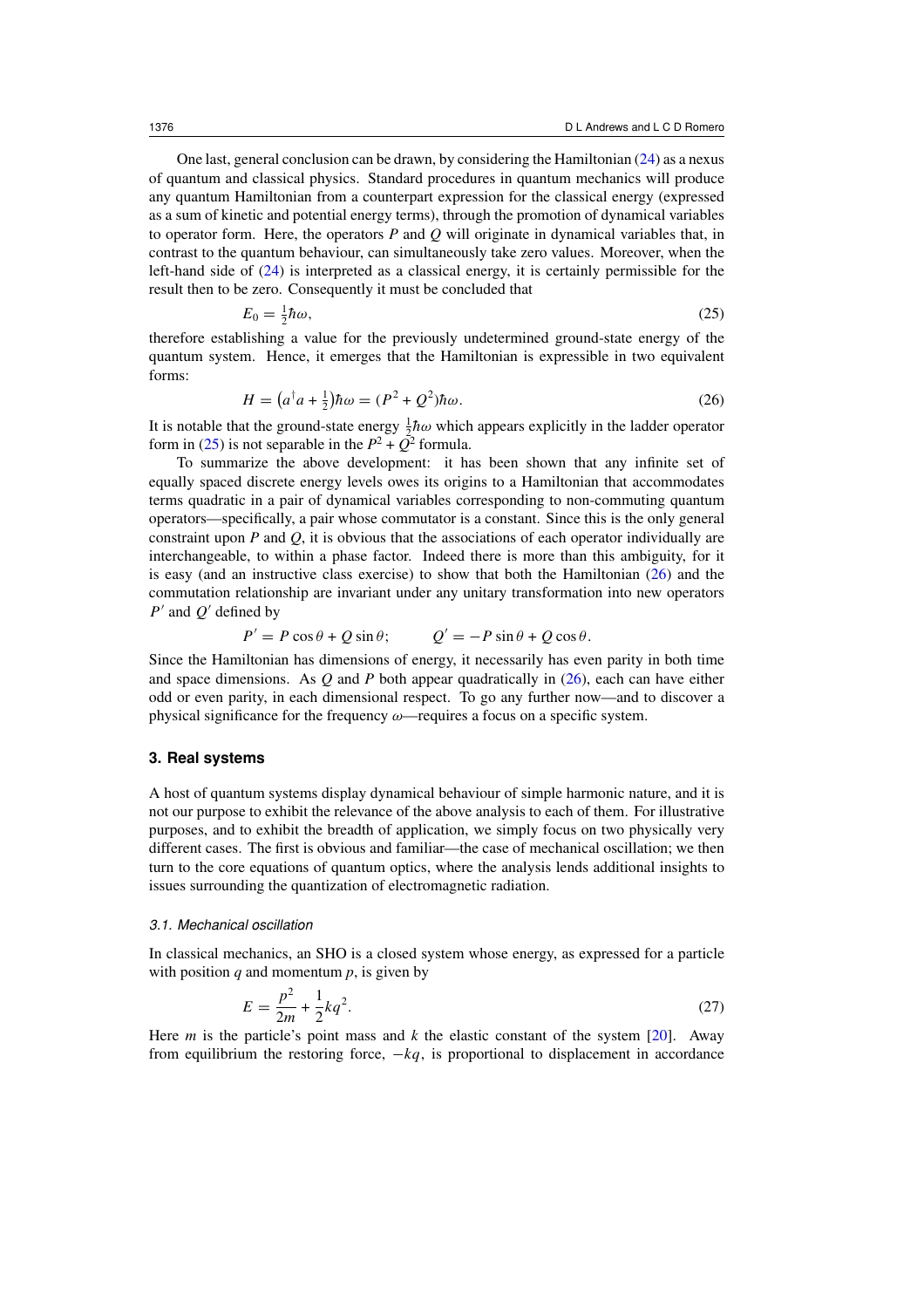One last, general conclusion can be drawn, by considering the Hamiltonian (24) as a nexus of quantum and classical physics. Standard procedures in quantum mechanics will produce any quantum Hamiltonian from a counterpart expression for the classical energy (expressed as a sum of kinetic and potential energy terms), through the promotion of dynamical variables to operator form. Here, the operators $P$ and $Q$ will originate in dynamical variables that, in contrast to the quantum behaviour, can simultaneously take zero values. Moreover, when the left-hand side of (24) is interpreted as a classical energy, it is certainly permissible for the result then to be zero. Consequently it must be concluded that

$$E_0 = \tfrac{1}{2}\hbar\omega, \tag{25}$$

therefore establishing a value for the previously undetermined ground-state energy of the quantum system. Hence, it emerges that the Hamiltonian is expressible in two equivalent forms:

$$H = \left(a^{\dagger}a + \tfrac{1}{2}\right)\hbar\omega = (P^2 + Q^2)\hbar\omega. \tag{26}$$

It is notable that the ground-state energy $\frac{1}{2}\hbar\omega$ which appears explicitly in the ladder operator form in (25) is not separable in the $P^2 + Q^2$ formula.

To summarize the above development: it has been shown that any infinite set of equally spaced discrete energy levels owes its origins to a Hamiltonian that accommodates terms quadratic in a pair of dynamical variables corresponding to non-commuting quantum operators—specifically, a pair whose commutator is a constant. Since this is the only general constraint upon $P$ and $Q$, it is obvious that the associations of each operator individually are interchangeable, to within a phase factor. Indeed there is more than this ambiguity, for it is easy (and an instructive class exercise) to show that both the Hamiltonian (26) and the commutation relationship are invariant under any unitary transformation into new operators $P'$ and $Q'$ defined by

$$P' = P\cos\theta + Q\sin\theta; \qquad Q' = -P\sin\theta + Q\cos\theta.$$

Since the Hamiltonian has dimensions of energy, it necessarily has even parity in both time and space dimensions. As $Q$ and $P$ both appear quadratically in (26), each can have either odd or even parity, in each dimensional respect. To go any further now—and to discover a physical significance for the frequency $\omega$—requires a focus on a specific system.

## 3. Real systems

A host of quantum systems display dynamical behaviour of simple harmonic nature, and it is not our purpose to exhibit the relevance of the above analysis to each of them. For illustrative purposes, and to exhibit the breadth of application, we simply focus on two physically very different cases. The first is obvious and familiar—the case of mechanical oscillation; we then turn to the core equations of quantum optics, where the analysis lends additional insights to issues surrounding the quantization of electromagnetic radiation.

### 3.1. Mechanical oscillation

In classical mechanics, an SHO is a closed system whose energy, as expressed for a particle with position $q$ and momentum $p$, is given by

$$E = \frac{p^2}{2m} + \frac{1}{2}kq^2. \tag{27}$$

Here $m$ is the particle's point mass and $k$ the elastic constant of the system [20]. Away from equilibrium the restoring force, $-kq$, is proportional to displacement in accordance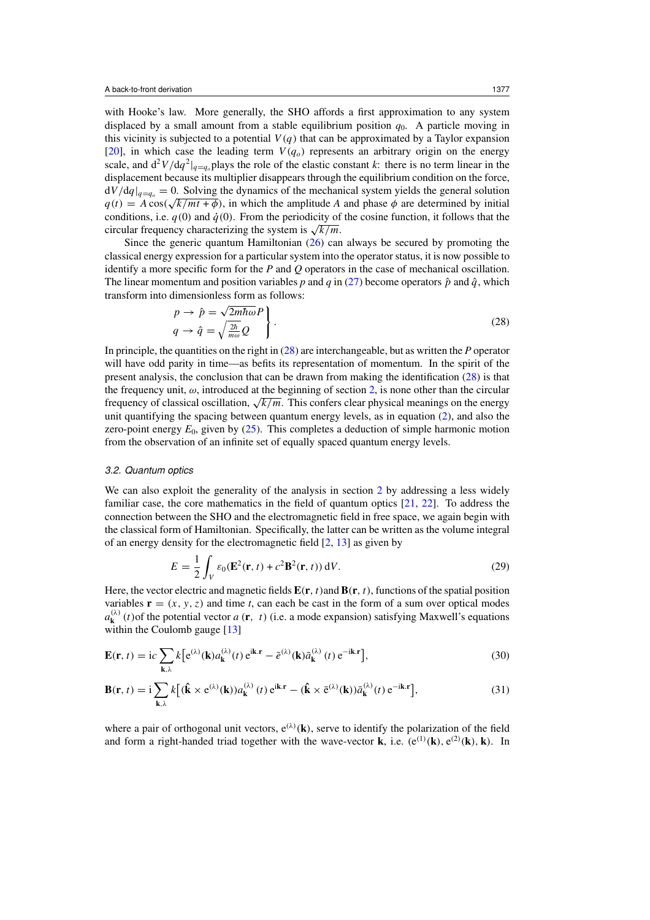with Hooke's law. More generally, the SHO affords a first approximation to any system displaced by a small amount from a stable equilibrium position $q_0$. A particle moving in this vicinity is subjected to a potential $V(q)$ that can be approximated by a Taylor expansion [20], in which case the leading term $V(q_o)$ represents an arbitrary origin on the energy scale, and $\mathrm{d}^2V/\mathrm{d}q^2|_{q=q_o}$ plays the role of the elastic constant $k$: there is no term linear in the displacement because its multiplier disappears through the equilibrium condition on the force, $\mathrm{d}V/\mathrm{d}q|_{q=q_o} = 0$. Solving the dynamics of the mechanical system yields the general solution $q(t) = A\cos(\sqrt{k/mt + \phi})$, in which the amplitude $A$ and phase $\phi$ are determined by initial conditions, i.e. $q(0)$ and $\dot{q}(0)$. From the periodicity of the cosine function, it follows that the circular frequency characterizing the system is $\sqrt{k/m}$.

Since the generic quantum Hamiltonian (26) can always be secured by promoting the classical energy expression for a particular system into the operator status, it is now possible to identify a more specific form for the $P$ and $Q$ operators in the case of mechanical oscillation. The linear momentum and position variables $p$ and $q$ in (27) become operators $\hat{p}$ and $\hat{q}$, which transform into dimensionless form as follows:

$$\left.\begin{aligned} p &\rightarrow \hat{p} = \sqrt{2m\hbar\omega}P \\ q &\rightarrow \hat{q} = \sqrt{\tfrac{2\hbar}{m\omega}}Q \end{aligned}\right\}. \tag{28}$$

In principle, the quantities on the right in (28) are interchangeable, but as written the $P$ operator will have odd parity—as befits its representation of momentum. In the spirit of the present analysis, the conclusion that can be drawn from making the identification (28) is that the frequency unit, $\omega$, introduced at the beginning of section 2, is none other than the circular frequency of classical oscillation, $\sqrt{k/m}$. This confers clear physical meanings on the energy unit quantifying the spacing between quantum energy levels, as in equation (2), and also the zero-point energy $E_0$, given by (25). This completes a deduction of simple harmonic motion from the observation of an infinite set of equally spaced quantum energy levels.

### *3.2. Quantum optics*

We can also exploit the generality of the analysis in section 2 by addressing a less widely familiar case, the core mathematics in the field of quantum optics [21, 22]. To address the connection between the SHO and the electromagnetic field in free space, we again begin with the classical form of Hamiltonian. Specifically, the latter can be written as the volume integral of an energy density for the electromagnetic field [2, 13] as given by

$$E = \frac{1}{2}\int_V \varepsilon_0(\mathbf{E}^2(\mathbf{r},t) + c^2\mathbf{B}^2(\mathbf{r},t))\,\mathrm{d}V. \tag{29}$$

Here, the vector electric and magnetic fields $\mathbf{E}(\mathbf{r},t)$ and $\mathbf{B}(\mathbf{r},t)$, functions of the spatial position variables $\mathbf{r} = (x, y, z)$ and time $t$, can each be cast in the form of a sum over optical modes $a_{\mathbf{k}}^{(\lambda)}(t)$ of the potential vector $a(\mathbf{r}, t)$ (i.e. a mode expansion) satisfying Maxwell's equations within the Coulomb gauge [13]

$$\mathbf{E}(\mathbf{r},t) = \mathrm{i}c\sum_{\mathbf{k},\lambda} k\left[\mathrm{e}^{(\lambda)}(\mathbf{k})a_{\mathbf{k}}^{(\lambda)}(t)\,\mathrm{e}^{\mathrm{i}\mathbf{k}.\mathbf{r}} - \bar{e}^{(\lambda)}(\mathbf{k})\bar{a}_{\mathbf{k}}^{(\lambda)}(t)\,\mathrm{e}^{-\mathrm{i}\mathbf{k}.\mathbf{r}}\right], \tag{30}$$

$$\mathbf{B}(\mathbf{r},t) = \mathrm{i}\sum_{\mathbf{k},\lambda} k\left[(\hat{\mathbf{k}}\times\mathrm{e}^{(\lambda)}(\mathbf{k}))a_{\mathbf{k}}^{(\lambda)}(t)\,\mathrm{e}^{\mathrm{i}\mathbf{k}.\mathbf{r}} - (\hat{\mathbf{k}}\times\bar{\mathrm{e}}^{(\lambda)}(\mathbf{k}))\bar{a}_{\mathbf{k}}^{(\lambda)}(t)\,\mathrm{e}^{-\mathrm{i}\mathbf{k}.\mathbf{r}}\right], \tag{31}$$

where a pair of orthogonal unit vectors, $\mathrm{e}^{(\lambda)}(\mathbf{k})$, serve to identify the polarization of the field and form a right-handed triad together with the wave-vector $\mathbf{k}$, i.e. $(\mathrm{e}^{(1)}(\mathbf{k}), \mathrm{e}^{(2)}(\mathbf{k}), \mathbf{k})$. In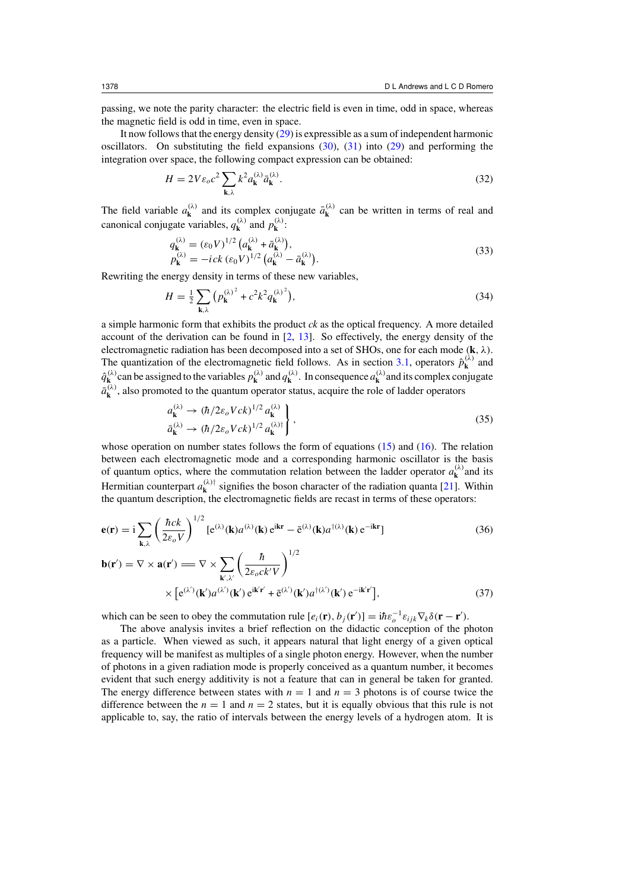passing, we note the parity character: the electric field is even in time, odd in space, whereas the magnetic field is odd in time, even in space.

It now follows that the energy density (29) is expressible as a sum of independent harmonic oscillators. On substituting the field expansions (30), (31) into (29) and performing the integration over space, the following compact expression can be obtained:

$$H = 2V\varepsilon_o c^2 \sum_{\mathbf{k},\lambda} k^2 a_{\mathbf{k}}^{(\lambda)} \bar{a}_{\mathbf{k}}^{(\lambda)}. \tag{32}$$

The field variable $a_{\mathbf{k}}^{(\lambda)}$ and its complex conjugate $\bar{a}_{\mathbf{k}}^{(\lambda)}$ can be written in terms of real and canonical conjugate variables, $q_{\mathbf{k}}^{(\lambda)}$ and $p_{\mathbf{k}}^{(\lambda)}$:

$$\begin{aligned} q_{\mathbf{k}}^{(\lambda)} &= (\varepsilon_0 V)^{1/2} \left(a_{\mathbf{k}}^{(\lambda)} + \bar{a}_{\mathbf{k}}^{(\lambda)}\right), \\ p_{\mathbf{k}}^{(\lambda)} &= -ick\,(\varepsilon_0 V)^{1/2} \left(a_{\mathbf{k}}^{(\lambda)} - \bar{a}_{\mathbf{k}}^{(\lambda)}\right). \end{aligned} \tag{33}$$

Rewriting the energy density in terms of these new variables,

$$H = \tfrac{1}{2} \sum_{\mathbf{k},\lambda} \left({p_{\mathbf{k}}^{(\lambda)}}^2 + c^2k^2 {q_{\mathbf{k}}^{(\lambda)}}^2\right), \tag{34}$$

a simple harmonic form that exhibits the product $ck$ as the optical frequency. A more detailed account of the derivation can be found in [2, 13]. So effectively, the energy density of the electromagnetic radiation has been decomposed into a set of SHOs, one for each mode $(\mathbf{k}, \lambda)$. The quantization of the electromagnetic field follows. As in section 3.1, operators $\hat{p}_{\mathbf{k}}^{(\lambda)}$ and $\hat{q}_{\mathbf{k}}^{(\lambda)}$ can be assigned to the variables $p_{\mathbf{k}}^{(\lambda)}$ and $q_{\mathbf{k}}^{(\lambda)}$. In consequence $a_{\mathbf{k}}^{(\lambda)}$ and its complex conjugate $\bar{a}_{\mathbf{k}}^{(\lambda)}$, also promoted to the quantum operator status, acquire the role of ladder operators

$$\left.\begin{aligned} a_{\mathbf{k}}^{(\lambda)} &\to (\hbar/2\varepsilon_o Vck)^{1/2}\, a_{\mathbf{k}}^{(\lambda)} \\ \bar{a}_{\mathbf{k}}^{(\lambda)} &\to (\hbar/2\varepsilon_o Vck)^{1/2}\, a_{\mathbf{k}}^{(\lambda)\dagger} \end{aligned}\right\}, \tag{35}$$

whose operation on number states follows the form of equations (15) and (16). The relation between each electromagnetic mode and a corresponding harmonic oscillator is the basis of quantum optics, where the commutation relation between the ladder operator $a_{\mathbf{k}}^{(\lambda)}$ and its Hermitian counterpart $a_{\mathbf{k}}^{(\lambda)\dagger}$ signifies the boson character of the radiation quanta [21]. Within the quantum description, the electromagnetic fields are recast in terms of these operators:

$$\mathbf{e}(\mathbf{r}) = \mathrm{i} \sum_{\mathbf{k},\lambda} \left(\frac{\hbar ck}{2\varepsilon_o V}\right)^{1/2} [\mathrm{e}^{(\lambda)}(\mathbf{k}) a^{(\lambda)}(\mathbf{k})\, \mathrm{e}^{\mathrm{i}\mathbf{kr}} - \bar{\mathrm{e}}^{(\lambda)}(\mathbf{k}) a^{\dagger(\lambda)}(\mathbf{k})\, \mathrm{e}^{-\mathrm{i}\mathbf{kr}}] \tag{36}$$

$$\begin{aligned} \mathbf{b}(\mathbf{r}') = \nabla \times \mathbf{a}(\mathbf{r}') &= \nabla \times \sum_{\mathbf{k}',\lambda'} \left(\frac{\hbar}{2\varepsilon_o ck'V}\right)^{1/2} \\ &\quad \times \left[\mathrm{e}^{(\lambda')}(\mathbf{k}') a^{(\lambda')}(\mathbf{k}')\, \mathrm{e}^{\mathrm{i}\mathbf{k}'\mathbf{r}'} + \bar{\mathrm{e}}^{(\lambda')}(\mathbf{k}') a^{\dagger(\lambda')}(\mathbf{k}')\, \mathrm{e}^{-\mathrm{i}\mathbf{k}'\mathbf{r}'}\right], \end{aligned} \tag{37}$$

which can be seen to obey the commutation rule $[e_i(\mathbf{r}), b_j(\mathbf{r}')] = \mathrm{i}\hbar\varepsilon_o^{-1}\varepsilon_{ijk}\nabla_k \delta(\mathbf{r} - \mathbf{r}')$.

The above analysis invites a brief reflection on the didactic conception of the photon as a particle. When viewed as such, it appears natural that light energy of a given optical frequency will be manifest as multiples of a single photon energy. However, when the number of photons in a given radiation mode is properly conceived as a quantum number, it becomes evident that such energy additivity is not a feature that can in general be taken for granted. The energy difference between states with $n = 1$ and $n = 3$ photons is of course twice the difference between the $n = 1$ and $n = 2$ states, but it is equally obvious that this rule is not applicable to, say, the ratio of intervals between the energy levels of a hydrogen atom. It is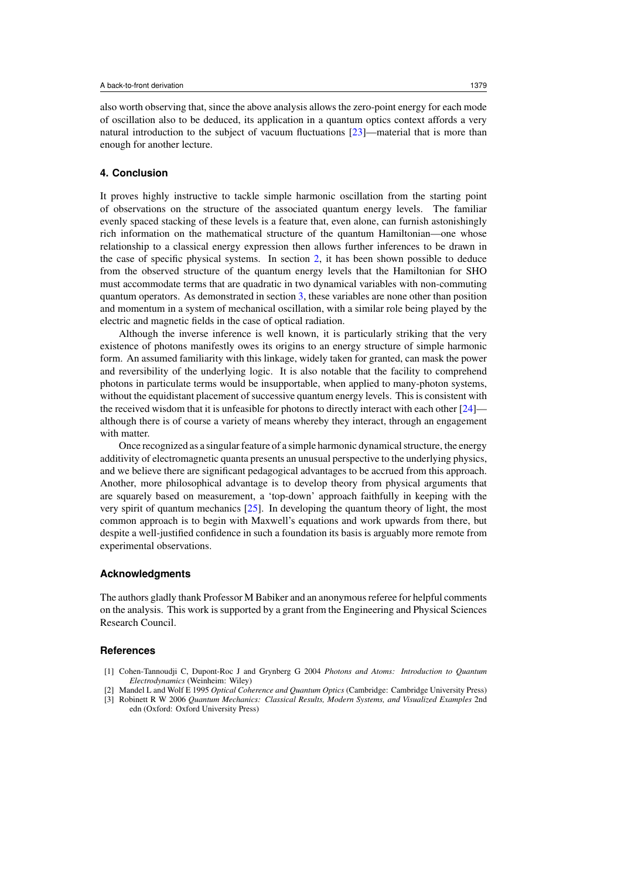also worth observing that, since the above analysis allows the zero-point energy for each mode of oscillation also to be deduced, its application in a quantum optics context affords a very natural introduction to the subject of vacuum fluctuations [23]—material that is more than enough for another lecture.

## 4. Conclusion

It proves highly instructive to tackle simple harmonic oscillation from the starting point of observations on the structure of the associated quantum energy levels. The familiar evenly spaced stacking of these levels is a feature that, even alone, can furnish astonishingly rich information on the mathematical structure of the quantum Hamiltonian—one whose relationship to a classical energy expression then allows further inferences to be drawn in the case of specific physical systems. In section 2, it has been shown possible to deduce from the observed structure of the quantum energy levels that the Hamiltonian for SHO must accommodate terms that are quadratic in two dynamical variables with non-commuting quantum operators. As demonstrated in section 3, these variables are none other than position and momentum in a system of mechanical oscillation, with a similar role being played by the electric and magnetic fields in the case of optical radiation.

Although the inverse inference is well known, it is particularly striking that the very existence of photons manifestly owes its origins to an energy structure of simple harmonic form. An assumed familiarity with this linkage, widely taken for granted, can mask the power and reversibility of the underlying logic. It is also notable that the facility to comprehend photons in particulate terms would be insupportable, when applied to many-photon systems, without the equidistant placement of successive quantum energy levels. This is consistent with the received wisdom that it is unfeasible for photons to directly interact with each other [24]—although there is of course a variety of means whereby they interact, through an engagement with matter.

Once recognized as a singular feature of a simple harmonic dynamical structure, the energy additivity of electromagnetic quanta presents an unusual perspective to the underlying physics, and we believe there are significant pedagogical advantages to be accrued from this approach. Another, more philosophical advantage is to develop theory from physical arguments that are squarely based on measurement, a 'top-down' approach faithfully in keeping with the very spirit of quantum mechanics [25]. In developing the quantum theory of light, the most common approach is to begin with Maxwell's equations and work upwards from there, but despite a well-justified confidence in such a foundation its basis is arguably more remote from experimental observations.

### Acknowledgments

The authors gladly thank Professor M Babiker and an anonymous referee for helpful comments on the analysis. This work is supported by a grant from the Engineering and Physical Sciences Research Council.

### References

[1] Cohen-Tannoudji C, Dupont-Roc J and Grynberg G 2004 *Photons and Atoms: Introduction to Quantum Electrodynamics* (Weinheim: Wiley)

[2] Mandel L and Wolf E 1995 *Optical Coherence and Quantum Optics* (Cambridge: Cambridge University Press)

[3] Robinett R W 2006 *Quantum Mechanics: Classical Results, Modern Systems, and Visualized Examples* 2nd edn (Oxford: Oxford University Press)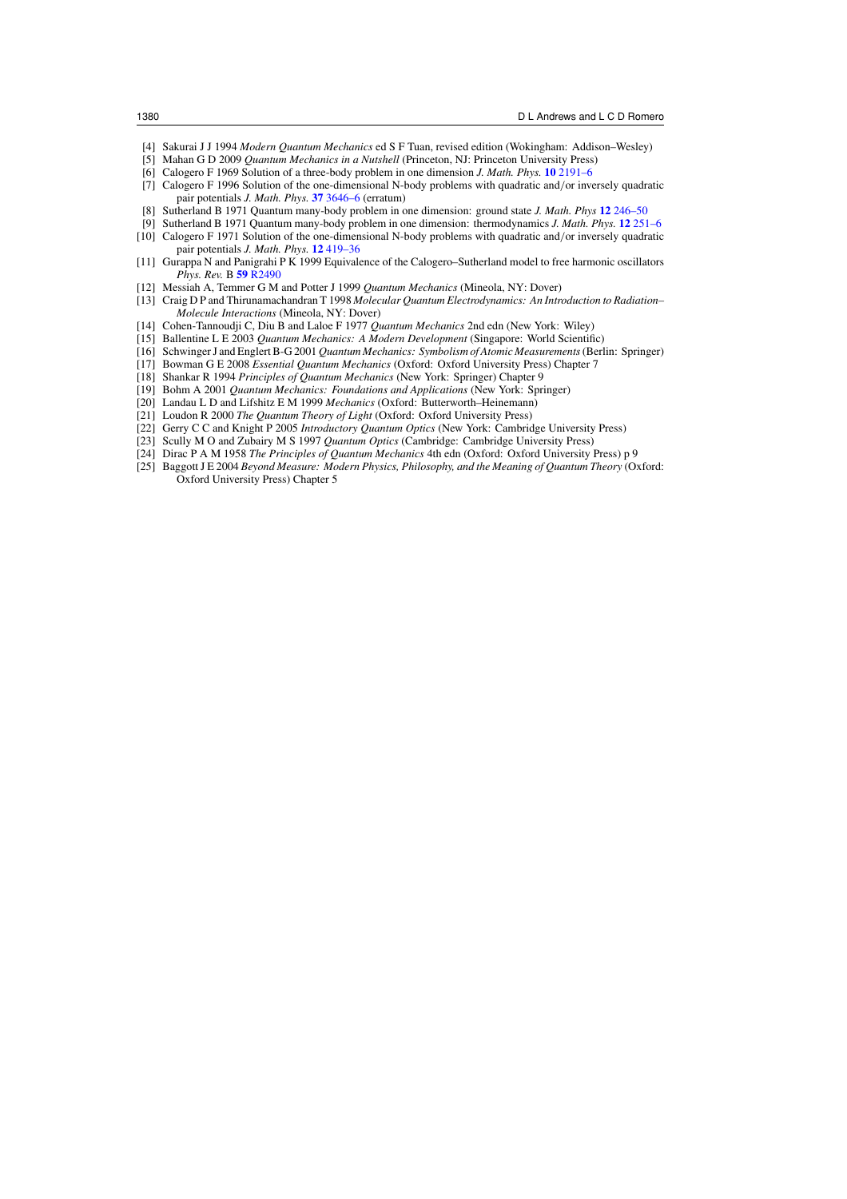[4] Sakurai J J 1994 *Modern Quantum Mechanics* ed S F Tuan, revised edition (Wokingham: Addison–Wesley)

[5] Mahan G D 2009 *Quantum Mechanics in a Nutshell* (Princeton, NJ: Princeton University Press)

[6] Calogero F 1969 Solution of a three-body problem in one dimension *J. Math. Phys.* **10** 2191–6

[7] Calogero F 1996 Solution of the one-dimensional N-body problems with quadratic and/or inversely quadratic pair potentials *J. Math. Phys.* **37** 3646–6 (erratum)

[8] Sutherland B 1971 Quantum many-body problem in one dimension: ground state *J. Math. Phys* **12** 246–50

[9] Sutherland B 1971 Quantum many-body problem in one dimension: thermodynamics *J. Math. Phys.* **12** 251–6

[10] Calogero F 1971 Solution of the one-dimensional N-body problems with quadratic and/or inversely quadratic pair potentials *J. Math. Phys.* **12** 419–36

[11] Gurappa N and Panigrahi P K 1999 Equivalence of the Calogero–Sutherland model to free harmonic oscillators *Phys. Rev.* B **59** R2490

[12] Messiah A, Temmer G M and Potter J 1999 *Quantum Mechanics* (Mineola, NY: Dover)

[13] Craig D P and Thirunamachandran T 1998 *Molecular Quantum Electrodynamics: An Introduction to Radiation–Molecule Interactions* (Mineola, NY: Dover)

[14] Cohen-Tannoudji C, Diu B and Laloe F 1977 *Quantum Mechanics* 2nd edn (New York: Wiley)

[15] Ballentine L E 2003 *Quantum Mechanics: A Modern Development* (Singapore: World Scientific)

[16] Schwinger J and Englert B-G 2001 *Quantum Mechanics: Symbolism of Atomic Measurements* (Berlin: Springer)

[17] Bowman G E 2008 *Essential Quantum Mechanics* (Oxford: Oxford University Press) Chapter 7

[18] Shankar R 1994 *Principles of Quantum Mechanics* (New York: Springer) Chapter 9

[19] Bohm A 2001 *Quantum Mechanics: Foundations and Applications* (New York: Springer)

[20] Landau L D and Lifshitz E M 1999 *Mechanics* (Oxford: Butterworth–Heinemann)

[21] Loudon R 2000 *The Quantum Theory of Light* (Oxford: Oxford University Press)

[22] Gerry C C and Knight P 2005 *Introductory Quantum Optics* (New York: Cambridge University Press)

[23] Scully M O and Zubairy M S 1997 *Quantum Optics* (Cambridge: Cambridge University Press)

[24] Dirac P A M 1958 *The Principles of Quantum Mechanics* 4th edn (Oxford: Oxford University Press) p 9

[25] Baggott J E 2004 *Beyond Measure: Modern Physics, Philosophy, and the Meaning of Quantum Theory* (Oxford: Oxford University Press) Chapter 5